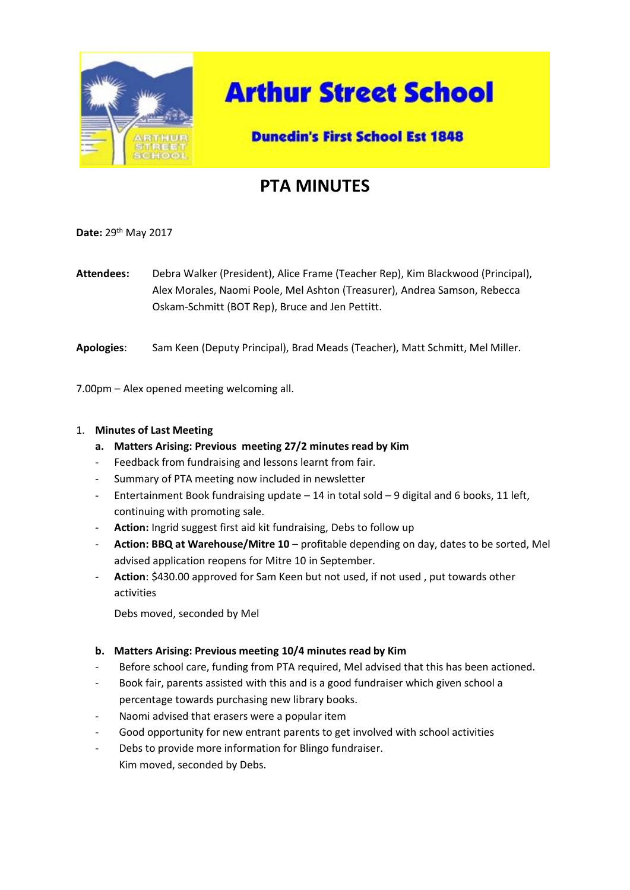# Arthur Street School

**Dunedin's First School Est 1848**

## PTA MINUTES

**Date:** 29th May 2017

**Attendees:** Debra Walker (President), Alice Frame (Teacher Rep), Kim Blackwood (Principal), Alex Morales, Naomi Poole, Mel Ashton (Treasurer), Andrea Samson, Rebecca Oskam-Schmitt (BOT Rep), Bruce and Jen Pettitt.

**Apologies**: Sam Keen (Deputy Principal), Brad Meads (Teacher), Matt Schmitt, Mel Miller.

7.00pm – Alex opened meeting welcoming all.

1. **Minutes of Last Meeting**
   a. **Matters Arising: Previous meeting 27/2 minutes read by Kim**
   - Feedback from fundraising and lessons learnt from fair.
   - Summary of PTA meeting now included in newsletter
   - Entertainment Book fundraising update – 14 in total sold – 9 digital and 6 books, 11 left, continuing with promoting sale.
   - **Action:** Ingrid suggest first aid kit fundraising, Debs to follow up
   - **Action: BBQ at Warehouse/Mitre 10** – profitable depending on day, dates to be sorted, Mel advised application reopens for Mitre 10 in September.
   - **Action**: $430.00 approved for Sam Keen but not used, if not used , put towards other activities

   Debs moved, seconded by Mel

   b. **Matters Arising: Previous meeting 10/4 minutes read by Kim**
   - Before school care, funding from PTA required, Mel advised that this has been actioned.
   - Book fair, parents assisted with this and is a good fundraiser which given school a percentage towards purchasing new library books.
   - Naomi advised that erasers were a popular item
   - Good opportunity for new entrant parents to get involved with school activities
   - Debs to provide more information for Blingo fundraiser.

   Kim moved, seconded by Debs.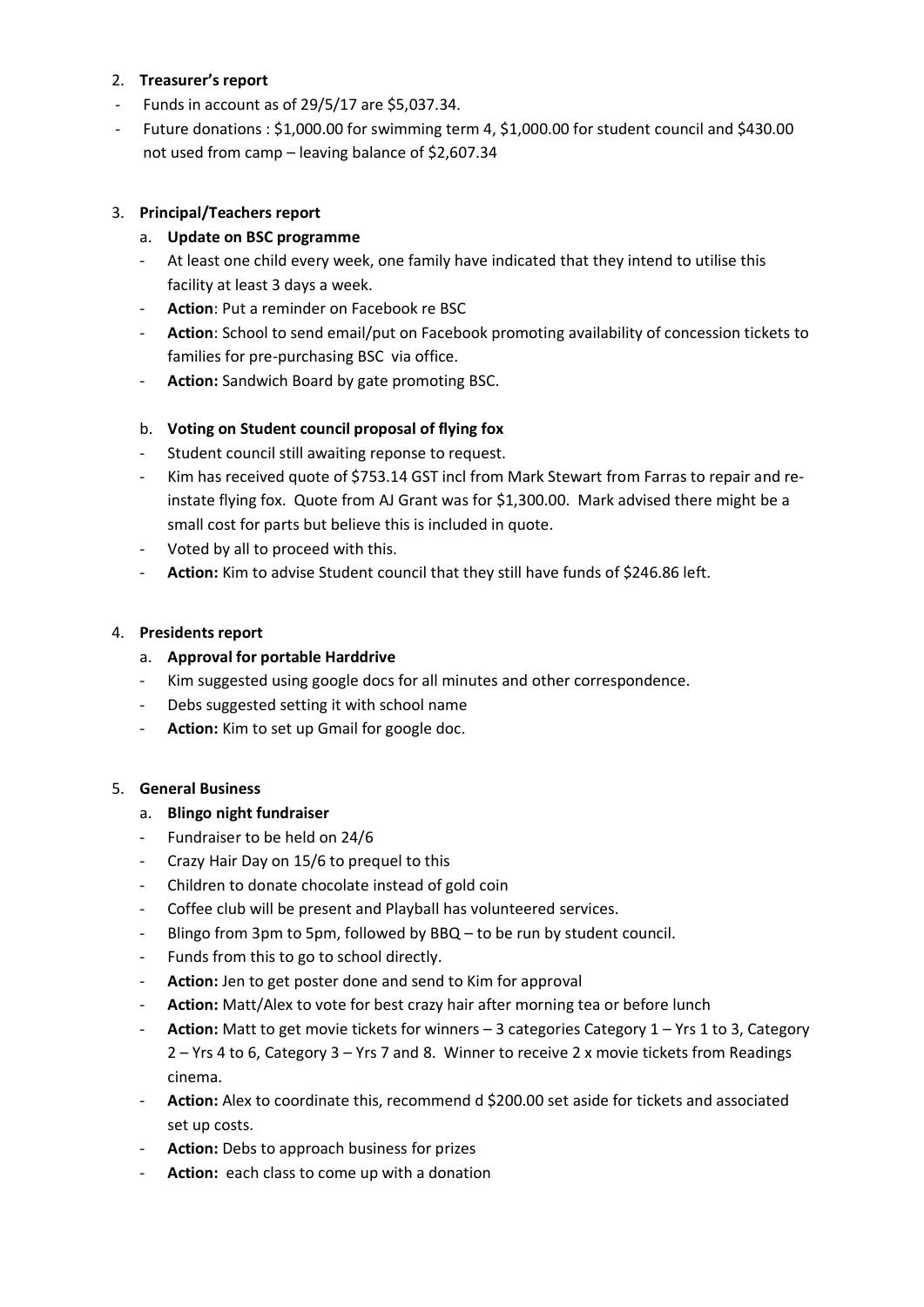2. **Treasurer's report**

- Funds in account as of 29/5/17 are $5,037.34.
- Future donations : $1,000.00 for swimming term 4, $1,000.00 for student council and $430.00 not used from camp – leaving balance of $2,607.34

3. **Principal/Teachers report**

   a. **Update on BSC programme**

   - At least one child every week, one family have indicated that they intend to utilise this facility at least 3 days a week.
   - **Action**: Put a reminder on Facebook re BSC
   - **Action**: School to send email/put on Facebook promoting availability of concession tickets to families for pre-purchasing BSC via office.
   - **Action:** Sandwich Board by gate promoting BSC.

   b. **Voting on Student council proposal of flying fox**

   - Student council still awaiting reponse to request.
   - Kim has received quote of $753.14 GST incl from Mark Stewart from Farras to repair and re-instate flying fox. Quote from AJ Grant was for $1,300.00. Mark advised there might be a small cost for parts but believe this is included in quote.
   - Voted by all to proceed with this.
   - **Action:** Kim to advise Student council that they still have funds of $246.86 left.

4. **Presidents report**

   a. **Approval for portable Harddrive**

   - Kim suggested using google docs for all minutes and other correspondence.
   - Debs suggested setting it with school name
   - **Action:** Kim to set up Gmail for google doc.

5. **General Business**

   a. **Blingo night fundraiser**

   - Fundraiser to be held on 24/6
   - Crazy Hair Day on 15/6 to prequel to this
   - Children to donate chocolate instead of gold coin
   - Coffee club will be present and Playball has volunteered services.
   - Blingo from 3pm to 5pm, followed by BBQ – to be run by student council.
   - Funds from this to go to school directly.
   - **Action:** Jen to get poster done and send to Kim for approval
   - **Action:** Matt/Alex to vote for best crazy hair after morning tea or before lunch
   - **Action:** Matt to get movie tickets for winners – 3 categories Category 1 – Yrs 1 to 3, Category 2 – Yrs 4 to 6, Category 3 – Yrs 7 and 8. Winner to receive 2 x movie tickets from Readings cinema.
   - **Action:** Alex to coordinate this, recommend d $200.00 set aside for tickets and associated set up costs.
   - **Action:** Debs to approach business for prizes
   - **Action:** each class to come up with a donation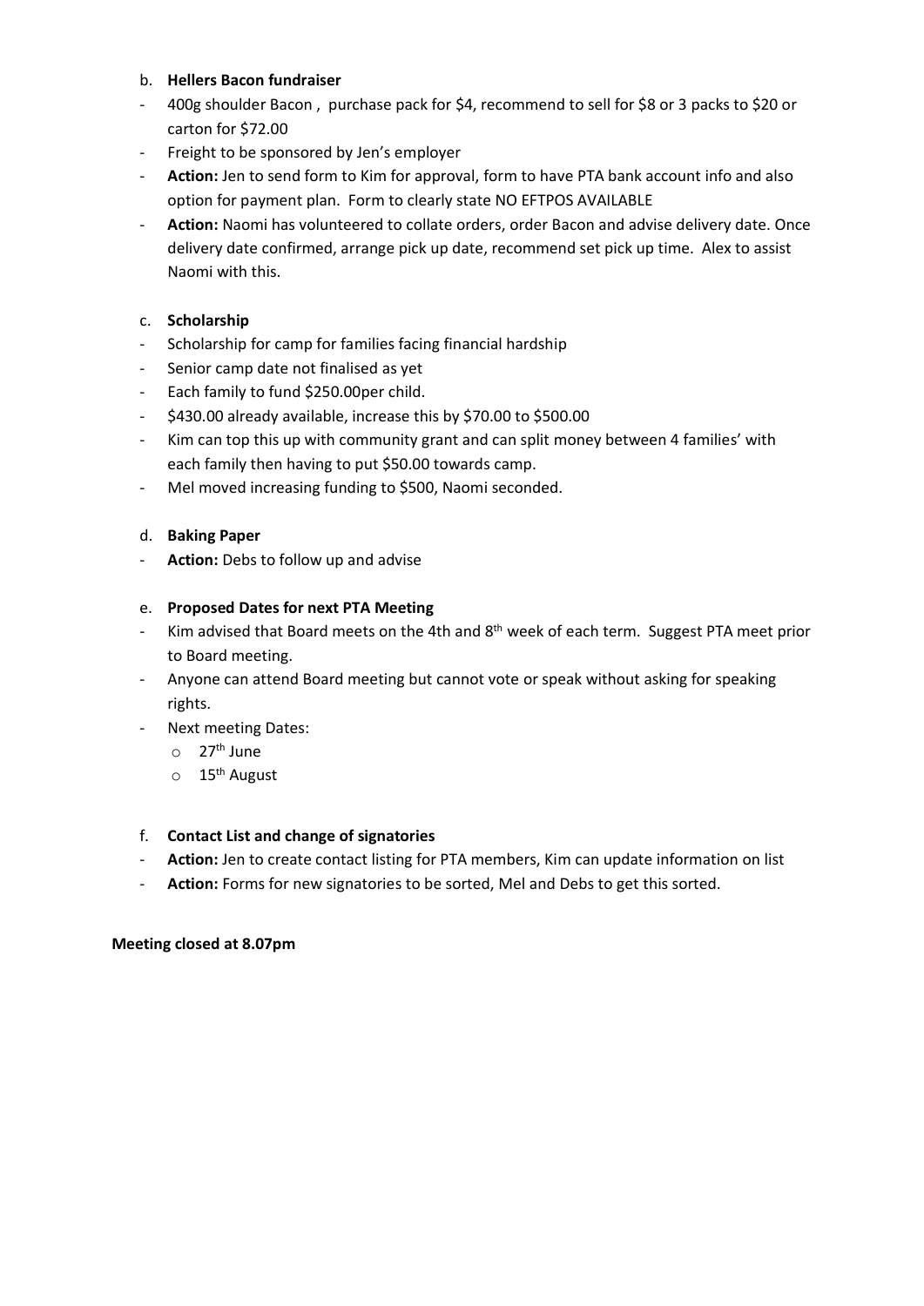b. **Hellers Bacon fundraiser**

- 400g shoulder Bacon , purchase pack for $4, recommend to sell for $8 or 3 packs to $20 or carton for $72.00
- Freight to be sponsored by Jen's employer
- **Action:** Jen to send form to Kim for approval, form to have PTA bank account info and also option for payment plan. Form to clearly state NO EFTPOS AVAILABLE
- **Action:** Naomi has volunteered to collate orders, order Bacon and advise delivery date. Once delivery date confirmed, arrange pick up date, recommend set pick up time. Alex to assist Naomi with this.

c. **Scholarship**

- Scholarship for camp for families facing financial hardship
- Senior camp date not finalised as yet
- Each family to fund $250.00per child.
- $430.00 already available, increase this by $70.00 to $500.00
- Kim can top this up with community grant and can split money between 4 families' with each family then having to put $50.00 towards camp.
- Mel moved increasing funding to $500, Naomi seconded.

d. **Baking Paper**

- **Action:** Debs to follow up and advise

e. **Proposed Dates for next PTA Meeting**

- Kim advised that Board meets on the 4th and 8th week of each term. Suggest PTA meet prior to Board meeting.
- Anyone can attend Board meeting but cannot vote or speak without asking for speaking rights.
- Next meeting Dates:
  - 27th June
  - 15th August

f. **Contact List and change of signatories**

- **Action:** Jen to create contact listing for PTA members, Kim can update information on list
- **Action:** Forms for new signatories to be sorted, Mel and Debs to get this sorted.

**Meeting closed at 8.07pm**